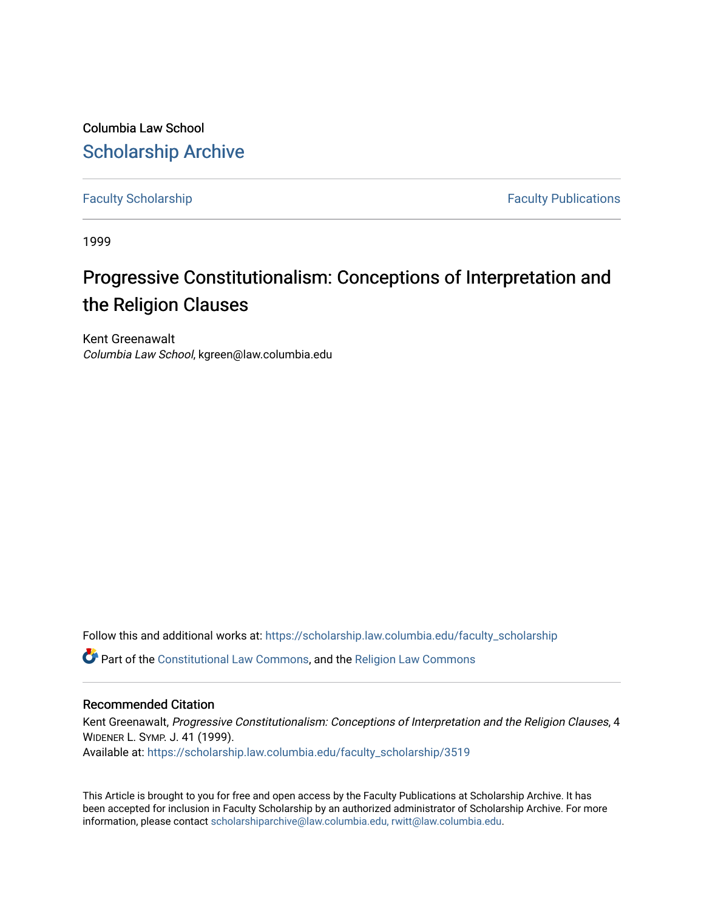Columbia Law School

# Scholarship Archive

Faculty Scholarship | Faculty Publications

1999

# Progressive Constitutionalism: Conceptions of Interpretation and the Religion Clauses

Kent Greenawalt
*Columbia Law School*, kgreen@law.columbia.edu

Follow this and additional works at: https://scholarship.law.columbia.edu/faculty_scholarship

Part of the Constitutional Law Commons, and the Religion Law Commons

## Recommended Citation

Kent Greenawalt, *Progressive Constitutionalism: Conceptions of Interpretation and the Religion Clauses*, 4 WIDENER L. SYMP. J. 41 (1999).
Available at: https://scholarship.law.columbia.edu/faculty_scholarship/3519

This Article is brought to you for free and open access by the Faculty Publications at Scholarship Archive. It has been accepted for inclusion in Faculty Scholarship by an authorized administrator of Scholarship Archive. For more information, please contact scholarshiparchive@law.columbia.edu, rwitt@law.columbia.edu.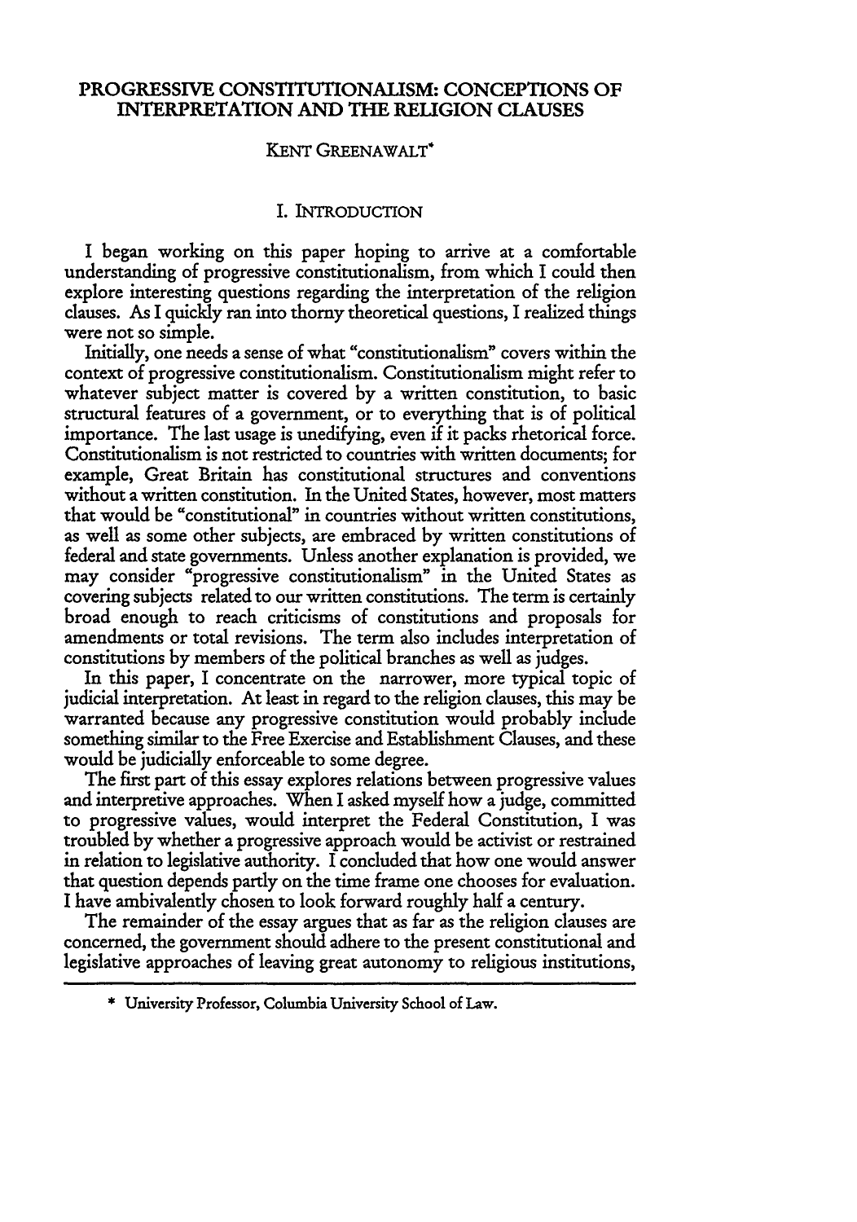# PROGRESSIVE CONSTITUTIONALISM: CONCEPTIONS OF INTERPRETATION AND THE RELIGION CLAUSES

KENT GREENAWALT*

## I. INTRODUCTION

I began working on this paper hoping to arrive at a comfortable understanding of progressive constitutionalism, from which I could then explore interesting questions regarding the interpretation of the religion clauses. As I quickly ran into thorny theoretical questions, I realized things were not so simple.

Initially, one needs a sense of what "constitutionalism" covers within the context of progressive constitutionalism. Constitutionalism might refer to whatever subject matter is covered by a written constitution, to basic structural features of a government, or to everything that is of political importance. The last usage is unedifying, even if it packs rhetorical force. Constitutionalism is not restricted to countries with written documents; for example, Great Britain has constitutional structures and conventions without a written constitution. In the United States, however, most matters that would be "constitutional" in countries without written constitutions, as well as some other subjects, are embraced by written constitutions of federal and state governments. Unless another explanation is provided, we may consider "progressive constitutionalism" in the United States as covering subjects related to our written constitutions. The term is certainly broad enough to reach criticisms of constitutions and proposals for amendments or total revisions. The term also includes interpretation of constitutions by members of the political branches as well as judges.

In this paper, I concentrate on the narrower, more typical topic of judicial interpretation. At least in regard to the religion clauses, this may be warranted because any progressive constitution would probably include something similar to the Free Exercise and Establishment Clauses, and these would be judicially enforceable to some degree.

The first part of this essay explores relations between progressive values and interpretive approaches. When I asked myself how a judge, committed to progressive values, would interpret the Federal Constitution, I was troubled by whether a progressive approach would be activist or restrained in relation to legislative authority. I concluded that how one would answer that question depends partly on the time frame one chooses for evaluation. I have ambivalently chosen to look forward roughly half a century.

The remainder of the essay argues that as far as the religion clauses are concerned, the government should adhere to the present constitutional and legislative approaches of leaving great autonomy to religious institutions,

---

\* University Professor, Columbia University School of Law.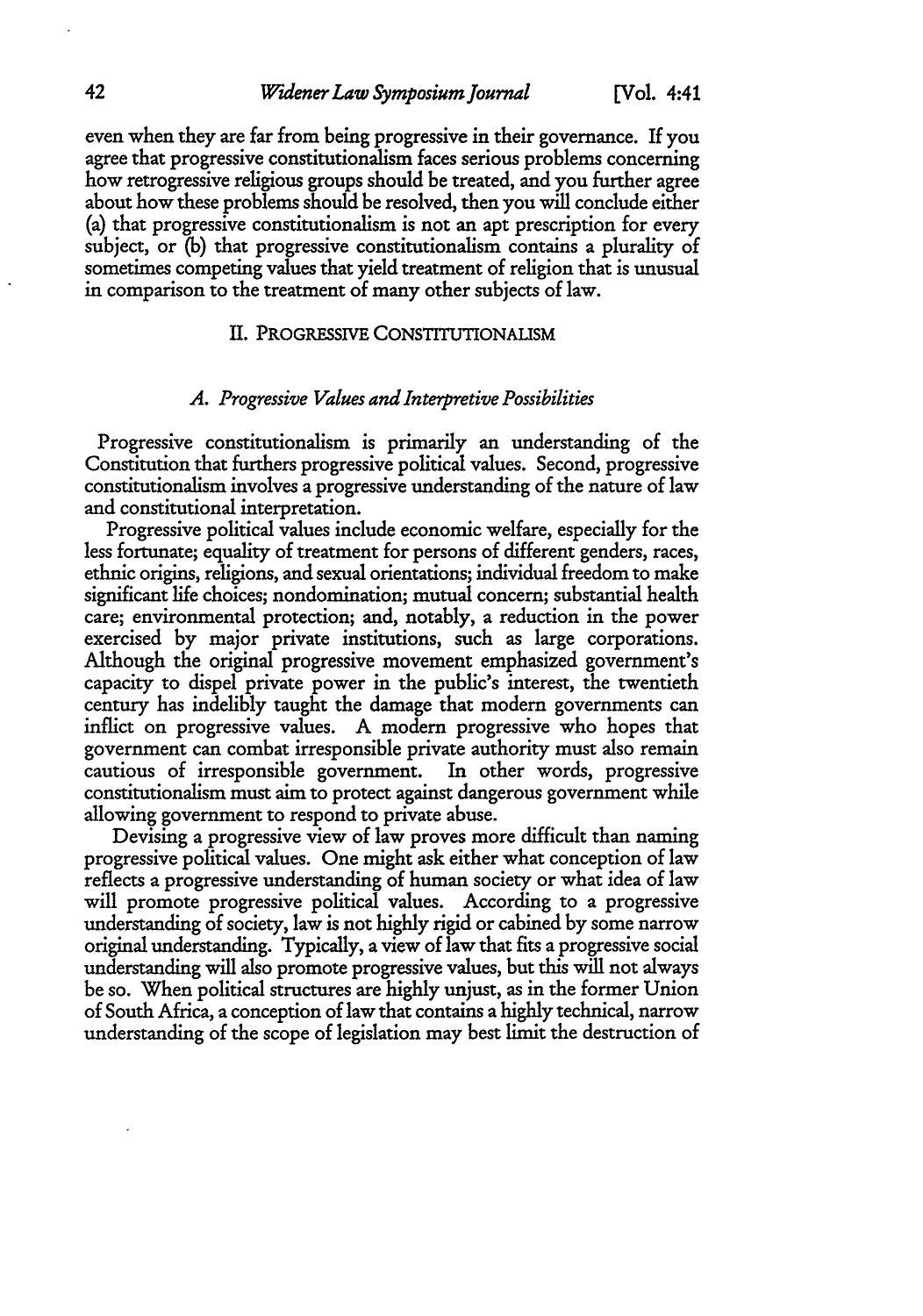even when they are far from being progressive in their governance. If you agree that progressive constitutionalism faces serious problems concerning how retrogressive religious groups should be treated, and you further agree about how these problems should be resolved, then you will conclude either (a) that progressive constitutionalism is not an apt prescription for every subject, or (b) that progressive constitutionalism contains a plurality of sometimes competing values that yield treatment of religion that is unusual in comparison to the treatment of many other subjects of law.

## II. PROGRESSIVE CONSTITUTIONALISM

### *A. Progressive Values and Interpretive Possibilities*

Progressive constitutionalism is primarily an understanding of the Constitution that furthers progressive political values. Second, progressive constitutionalism involves a progressive understanding of the nature of law and constitutional interpretation.

Progressive political values include economic welfare, especially for the less fortunate; equality of treatment for persons of different genders, races, ethnic origins, religions, and sexual orientations; individual freedom to make significant life choices; nondomination; mutual concern; substantial health care; environmental protection; and, notably, a reduction in the power exercised by major private institutions, such as large corporations. Although the original progressive movement emphasized government's capacity to dispel private power in the public's interest, the twentieth century has indelibly taught the damage that modern governments can inflict on progressive values. A modern progressive who hopes that government can combat irresponsible private authority must also remain cautious of irresponsible government. In other words, progressive constitutionalism must aim to protect against dangerous government while allowing government to respond to private abuse.

Devising a progressive view of law proves more difficult than naming progressive political values. One might ask either what conception of law reflects a progressive understanding of human society or what idea of law will promote progressive political values. According to a progressive understanding of society, law is not highly rigid or cabined by some narrow original understanding. Typically, a view of law that fits a progressive social understanding will also promote progressive values, but this will not always be so. When political structures are highly unjust, as in the former Union of South Africa, a conception of law that contains a highly technical, narrow understanding of the scope of legislation may best limit the destruction of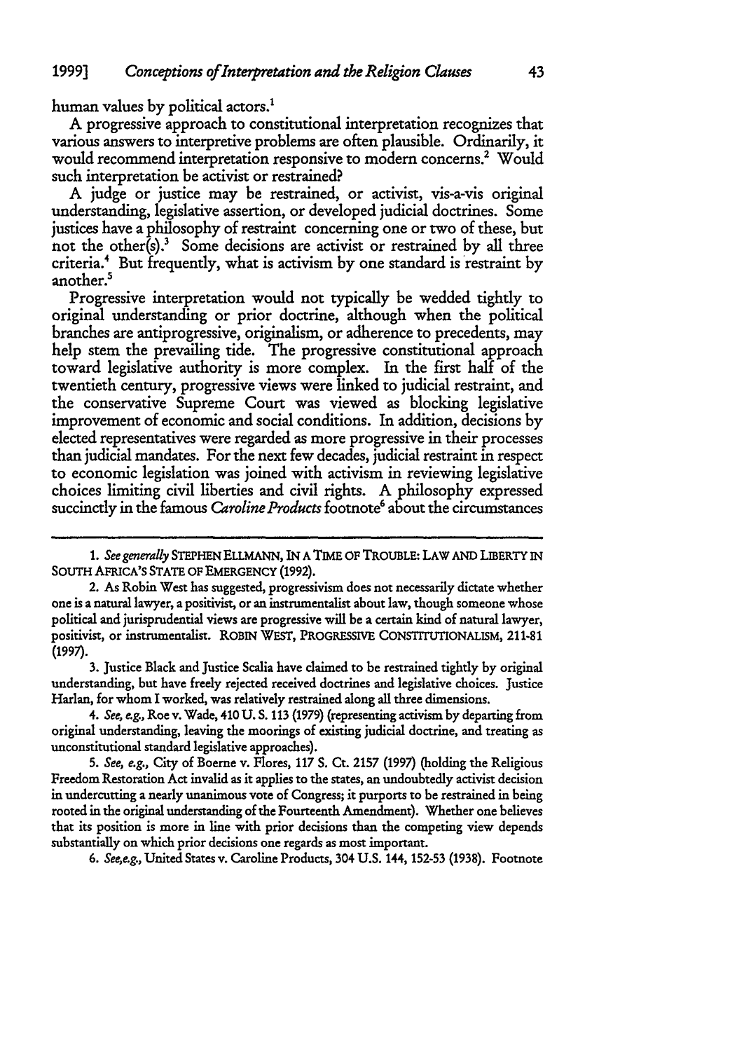human values by political actors.[1]

A progressive approach to constitutional interpretation recognizes that various answers to interpretive problems are often plausible. Ordinarily, it would recommend interpretation responsive to modern concerns.[2] Would such interpretation be activist or restrained?

A judge or justice may be restrained, or activist, vis-a-vis original understanding, legislative assertion, or developed judicial doctrines. Some justices have a philosophy of restraint concerning one or two of these, but not the other(s).[3] Some decisions are activist or restrained by all three criteria.[4] But frequently, what is activism by one standard is restraint by another.[5]

Progressive interpretation would not typically be wedded tightly to original understanding or prior doctrine, although when the political branches are antiprogressive, originalism, or adherence to precedents, may help stem the prevailing tide. The progressive constitutional approach toward legislative authority is more complex. In the first half of the twentieth century, progressive views were linked to judicial restraint, and the conservative Supreme Court was viewed as blocking legislative improvement of economic and social conditions. In addition, decisions by elected representatives were regarded as more progressive in their processes than judicial mandates. For the next few decades, judicial restraint in respect to economic legislation was joined with activism in reviewing legislative choices limiting civil liberties and civil rights. A philosophy expressed succinctly in the famous *Caroline Products* footnote[6] about the circumstances

---

1. *See generally* STEPHEN ELLMANN, IN A TIME OF TROUBLE: LAW AND LIBERTY IN SOUTH AFRICA'S STATE OF EMERGENCY (1992).

2. As Robin West has suggested, progressivism does not necessarily dictate whether one is a natural lawyer, a positivist, or an instrumentalist about law, though someone whose political and jurisprudential views are progressive will be a certain kind of natural lawyer, positivist, or instrumentalist. ROBIN WEST, PROGRESSIVE CONSTITUTIONALISM, 211-81 (1997).

3. Justice Black and Justice Scalia have claimed to be restrained tightly by original understanding, but have freely rejected received doctrines and legislative choices. Justice Harlan, for whom I worked, was relatively restrained along all three dimensions.

4. *See, e.g.,* Roe v. Wade, 410 U. S. 113 (1979) (representing activism by departing from original understanding, leaving the moorings of existing judicial doctrine, and treating as unconstitutional standard legislative approaches).

5. *See, e.g.,* City of Boerne v. Flores, 117 S. Ct. 2157 (1997) (holding the Religious Freedom Restoration Act invalid as it applies to the states, an undoubtedly activist decision in undercutting a nearly unanimous vote of Congress; it purports to be restrained in being rooted in the original understanding of the Fourteenth Amendment). Whether one believes that its position is more in line with prior decisions than the competing view depends substantially on which prior decisions one regards as most important.

6. *See,e.g.,* United States v. Caroline Products, 304 U.S. 144, 152-53 (1938). Footnote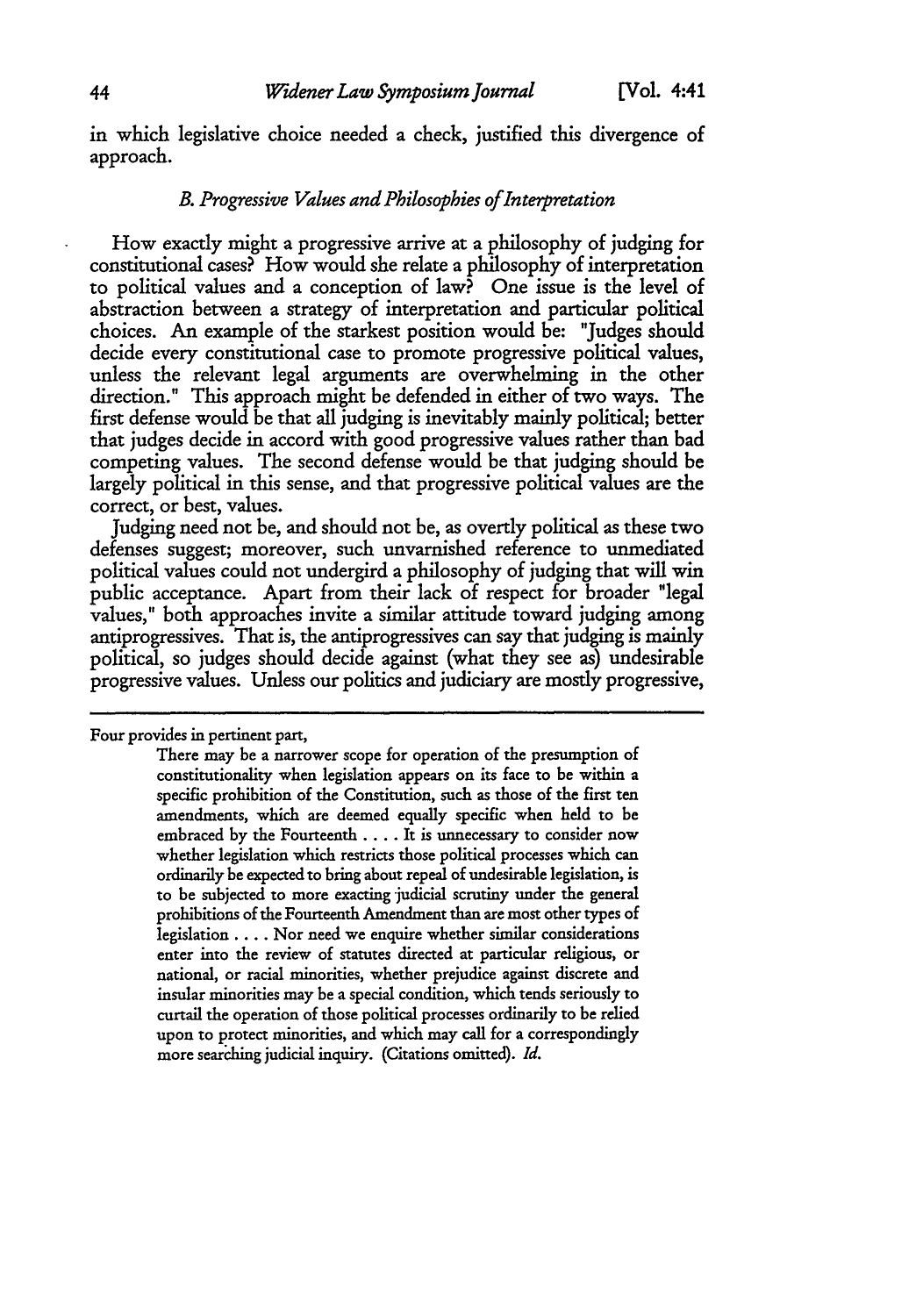in which legislative choice needed a check, justified this divergence of approach.

### *B. Progressive Values and Philosophies of Interpretation*

How exactly might a progressive arrive at a philosophy of judging for constitutional cases? How would she relate a philosophy of interpretation to political values and a conception of law? One issue is the level of abstraction between a strategy of interpretation and particular political choices. An example of the starkest position would be: "Judges should decide every constitutional case to promote progressive political values, unless the relevant legal arguments are overwhelming in the other direction." This approach might be defended in either of two ways. The first defense would be that all judging is inevitably mainly political; better that judges decide in accord with good progressive values rather than bad competing values. The second defense would be that judging should be largely political in this sense, and that progressive political values are the correct, or best, values.

Judging need not be, and should not be, as overtly political as these two defenses suggest; moreover, such unvarnished reference to unmediated political values could not undergird a philosophy of judging that will win public acceptance. Apart from their lack of respect for broader "legal values," both approaches invite a similar attitude toward judging among antiprogressives. That is, the antiprogressives can say that judging is mainly political, so judges should decide against (what they see as) undesirable progressive values. Unless our politics and judiciary are mostly progressive,

---

Four provides in pertinent part,

> There may be a narrower scope for operation of the presumption of constitutionality when legislation appears on its face to be within a specific prohibition of the Constitution, such as those of the first ten amendments, which are deemed equally specific when held to be embraced by the Fourteenth . . . . It is unnecessary to consider now whether legislation which restricts those political processes which can ordinarily be expected to bring about repeal of undesirable legislation, is to be subjected to more exacting judicial scrutiny under the general prohibitions of the Fourteenth Amendment than are most other types of legislation . . . . Nor need we enquire whether similar considerations enter into the review of statutes directed at particular religious, or national, or racial minorities, whether prejudice against discrete and insular minorities may be a special condition, which tends seriously to curtail the operation of those political processes ordinarily to be relied upon to protect minorities, and which may call for a correspondingly more searching judicial inquiry. (Citations omitted). *Id.*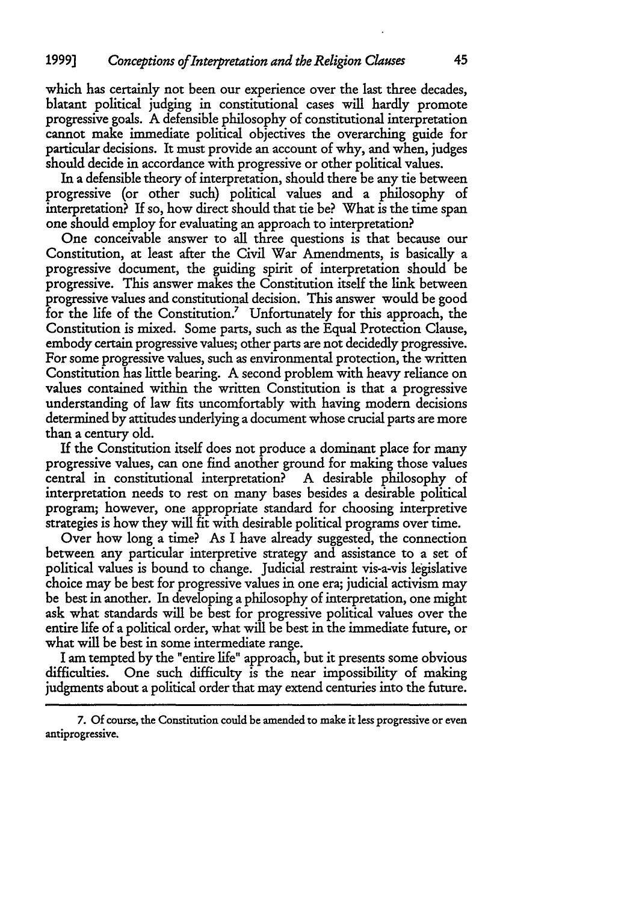which has certainly not been our experience over the last three decades, blatant political judging in constitutional cases will hardly promote progressive goals. A defensible philosophy of constitutional interpretation cannot make immediate political objectives the overarching guide for particular decisions. It must provide an account of why, and when, judges should decide in accordance with progressive or other political values.

In a defensible theory of interpretation, should there be any tie between progressive (or other such) political values and a philosophy of interpretation? If so, how direct should that tie be? What is the time span one should employ for evaluating an approach to interpretation?

One conceivable answer to all three questions is that because our Constitution, at least after the Civil War Amendments, is basically a progressive document, the guiding spirit of interpretation should be progressive. This answer makes the Constitution itself the link between progressive values and constitutional decision. This answer would be good for the life of the Constitution.[7] Unfortunately for this approach, the Constitution is mixed. Some parts, such as the Equal Protection Clause, embody certain progressive values; other parts are not decidedly progressive. For some progressive values, such as environmental protection, the written Constitution has little bearing. A second problem with heavy reliance on values contained within the written Constitution is that a progressive understanding of law fits uncomfortably with having modern decisions determined by attitudes underlying a document whose crucial parts are more than a century old.

If the Constitution itself does not produce a dominant place for many progressive values, can one find another ground for making those values central in constitutional interpretation? A desirable philosophy of interpretation needs to rest on many bases besides a desirable political program; however, one appropriate standard for choosing interpretive strategies is how they will fit with desirable political programs over time.

Over how long a time? As I have already suggested, the connection between any particular interpretive strategy and assistance to a set of political values is bound to change. Judicial restraint vis-a-vis legislative choice may be best for progressive values in one era; judicial activism may be best in another. In developing a philosophy of interpretation, one might ask what standards will be best for progressive political values over the entire life of a political order, what will be best in the immediate future, or what will be best in some intermediate range.

I am tempted by the "entire life" approach, but it presents some obvious difficulties. One such difficulty is the near impossibility of making judgments about a political order that may extend centuries into the future.

---

7. Of course, the Constitution could be amended to make it less progressive or even antiprogressive.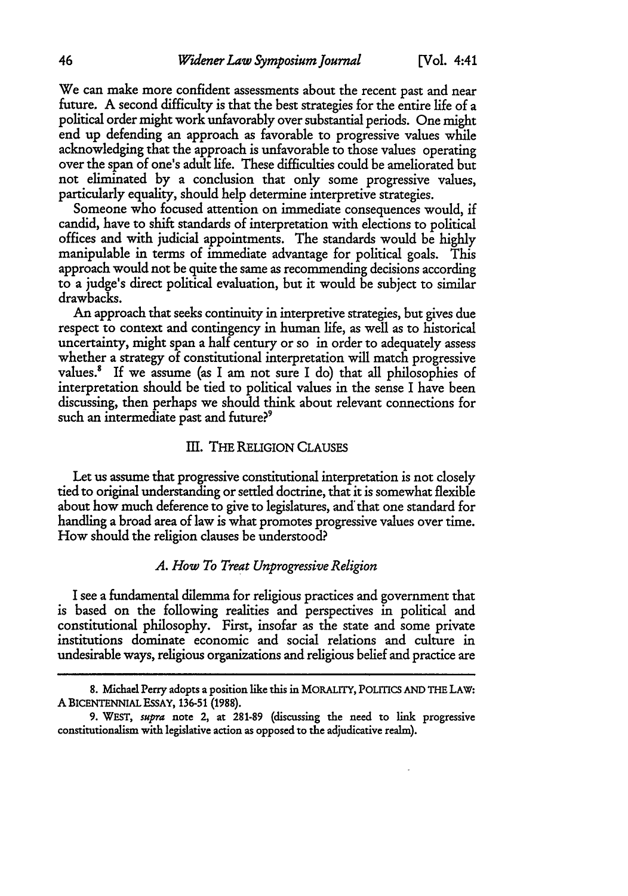We can make more confident assessments about the recent past and near future. A second difficulty is that the best strategies for the entire life of a political order might work unfavorably over substantial periods. One might end up defending an approach as favorable to progressive values while acknowledging that the approach is unfavorable to those values operating over the span of one's adult life. These difficulties could be ameliorated but not eliminated by a conclusion that only some progressive values, particularly equality, should help determine interpretive strategies.

Someone who focused attention on immediate consequences would, if candid, have to shift standards of interpretation with elections to political offices and with judicial appointments. The standards would be highly manipulable in terms of immediate advantage for political goals. This approach would not be quite the same as recommending decisions according to a judge's direct political evaluation, but it would be subject to similar drawbacks.

An approach that seeks continuity in interpretive strategies, but gives due respect to context and contingency in human life, as well as to historical uncertainty, might span a half century or so in order to adequately assess whether a strategy of constitutional interpretation will match progressive values.[8] If we assume (as I am not sure I do) that all philosophies of interpretation should be tied to political values in the sense I have been discussing, then perhaps we should think about relevant connections for such an intermediate past and future?[9]

## III. THE RELIGION CLAUSES

Let us assume that progressive constitutional interpretation is not closely tied to original understanding or settled doctrine, that it is somewhat flexible about how much deference to give to legislatures, and that one standard for handling a broad area of law is what promotes progressive values over time. How should the religion clauses be understood?

### *A. How To Treat Unprogressive Religion*

I see a fundamental dilemma for religious practices and government that is based on the following realities and perspectives in political and constitutional philosophy. First, insofar as the state and some private institutions dominate economic and social relations and culture in undesirable ways, religious organizations and religious belief and practice are

---

8. Michael Perry adopts a position like this in MORALITY, POLITICS AND THE LAW: A BICENTENNIAL ESSAY, 136-51 (1988).

9. WEST, *supra* note 2, at 281-89 (discussing the need to link progressive constitutionalism with legislative action as opposed to the adjudicative realm).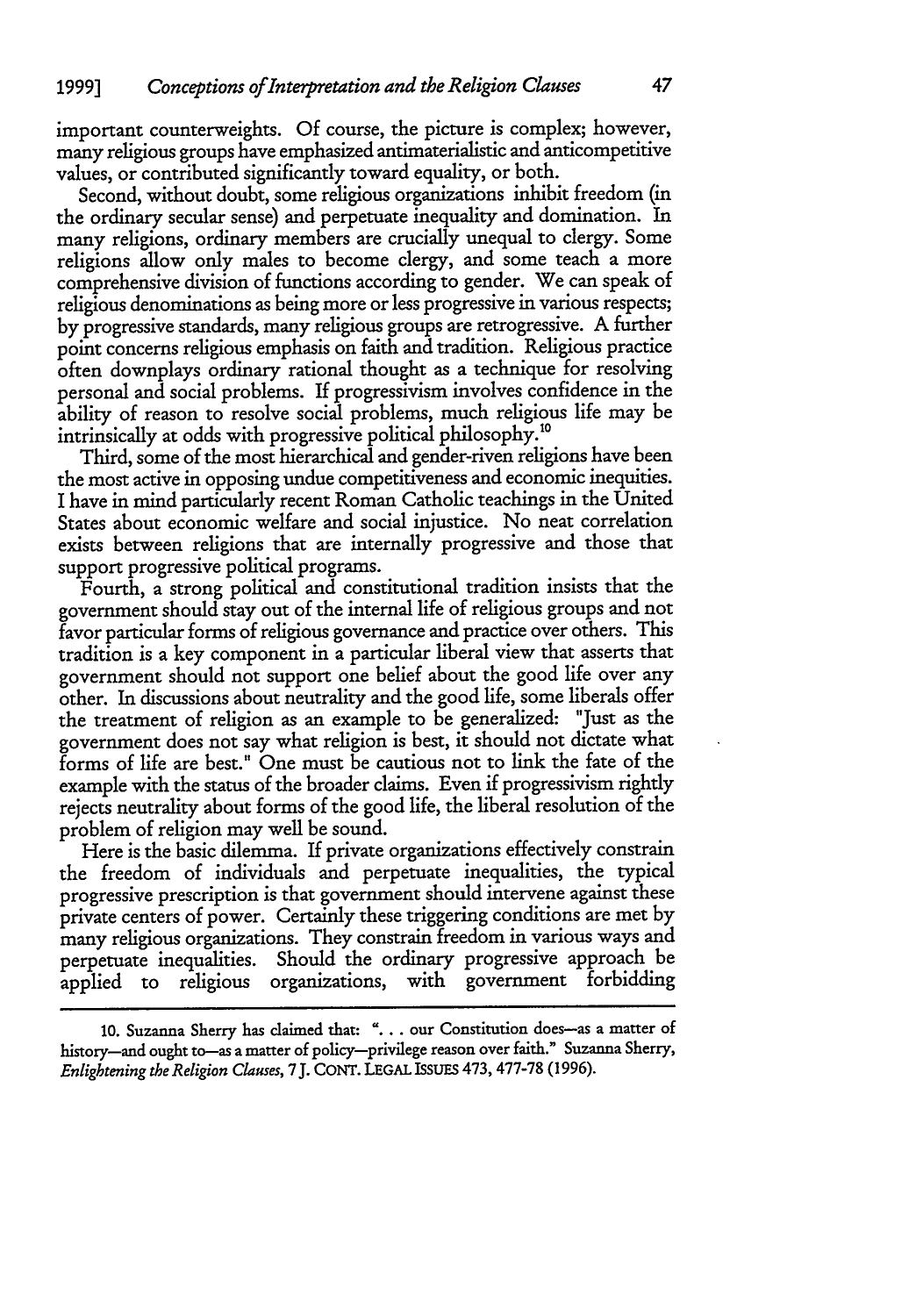important counterweights. Of course, the picture is complex; however, many religious groups have emphasized antimaterialistic and anticompetitive values, or contributed significantly toward equality, or both.

Second, without doubt, some religious organizations inhibit freedom (in the ordinary secular sense) and perpetuate inequality and domination. In many religions, ordinary members are crucially unequal to clergy. Some religions allow only males to become clergy, and some teach a more comprehensive division of functions according to gender. We can speak of religious denominations as being more or less progressive in various respects; by progressive standards, many religious groups are retrogressive. A further point concerns religious emphasis on faith and tradition. Religious practice often downplays ordinary rational thought as a technique for resolving personal and social problems. If progressivism involves confidence in the ability of reason to resolve social problems, much religious life may be intrinsically at odds with progressive political philosophy.[10]

Third, some of the most hierarchical and gender-riven religions have been the most active in opposing undue competitiveness and economic inequities. I have in mind particularly recent Roman Catholic teachings in the United States about economic welfare and social injustice. No neat correlation exists between religions that are internally progressive and those that support progressive political programs.

Fourth, a strong political and constitutional tradition insists that the government should stay out of the internal life of religious groups and not favor particular forms of religious governance and practice over others. This tradition is a key component in a particular liberal view that asserts that government should not support one belief about the good life over any other. In discussions about neutrality and the good life, some liberals offer the treatment of religion as an example to be generalized: "Just as the government does not say what religion is best, it should not dictate what forms of life are best." One must be cautious not to link the fate of the example with the status of the broader claims. Even if progressivism rightly rejects neutrality about forms of the good life, the liberal resolution of the problem of religion may well be sound.

Here is the basic dilemma. If private organizations effectively constrain the freedom of individuals and perpetuate inequalities, the typical progressive prescription is that government should intervene against these private centers of power. Certainly these triggering conditions are met by many religious organizations. They constrain freedom in various ways and perpetuate inequalities. Should the ordinary progressive approach be applied to religious organizations, with government forbidding

---

10. Suzanna Sherry has claimed that: ". . . our Constitution does—as a matter of history—and ought to—as a matter of policy—privilege reason over faith." Suzanna Sherry, *Enlightening the Religion Clauses*, 7 J. CONT. LEGAL ISSUES 473, 477-78 (1996).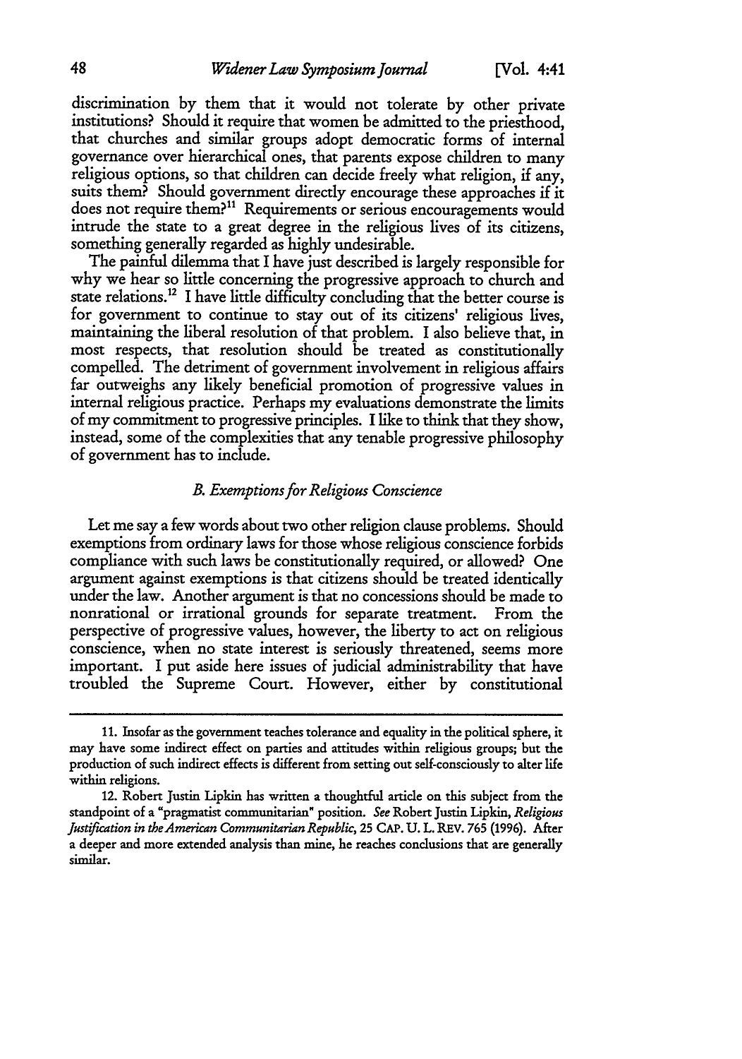discrimination by them that it would not tolerate by other private institutions? Should it require that women be admitted to the priesthood, that churches and similar groups adopt democratic forms of internal governance over hierarchical ones, that parents expose children to many religious options, so that children can decide freely what religion, if any, suits them? Should government directly encourage these approaches if it does not require them?[11] Requirements or serious encouragements would intrude the state to a great degree in the religious lives of its citizens, something generally regarded as highly undesirable.

The painful dilemma that I have just described is largely responsible for why we hear so little concerning the progressive approach to church and state relations.[12] I have little difficulty concluding that the better course is for government to continue to stay out of its citizens' religious lives, maintaining the liberal resolution of that problem. I also believe that, in most respects, that resolution should be treated as constitutionally compelled. The detriment of government involvement in religious affairs far outweighs any likely beneficial promotion of progressive values in internal religious practice. Perhaps my evaluations demonstrate the limits of my commitment to progressive principles. I like to think that they show, instead, some of the complexities that any tenable progressive philosophy of government has to include.

### *B. Exemptions for Religious Conscience*

Let me say a few words about two other religion clause problems. Should exemptions from ordinary laws for those whose religious conscience forbids compliance with such laws be constitutionally required, or allowed? One argument against exemptions is that citizens should be treated identically under the law. Another argument is that no concessions should be made to nonrational or irrational grounds for separate treatment. From the perspective of progressive values, however, the liberty to act on religious conscience, when no state interest is seriously threatened, seems more important. I put aside here issues of judicial administrability that have troubled the Supreme Court. However, either by constitutional

---

11. Insofar as the government teaches tolerance and equality in the political sphere, it may have some indirect effect on parties and attitudes within religious groups; but the production of such indirect effects is different from setting out self-consciously to alter life within religions.

12. Robert Justin Lipkin has written a thoughtful article on this subject from the standpoint of a "pragmatist communitarian" position. *See* Robert Justin Lipkin, *Religious Justification in the American Communitarian Republic*, 25 CAP. U. L. REV. 765 (1996). After a deeper and more extended analysis than mine, he reaches conclusions that are generally similar.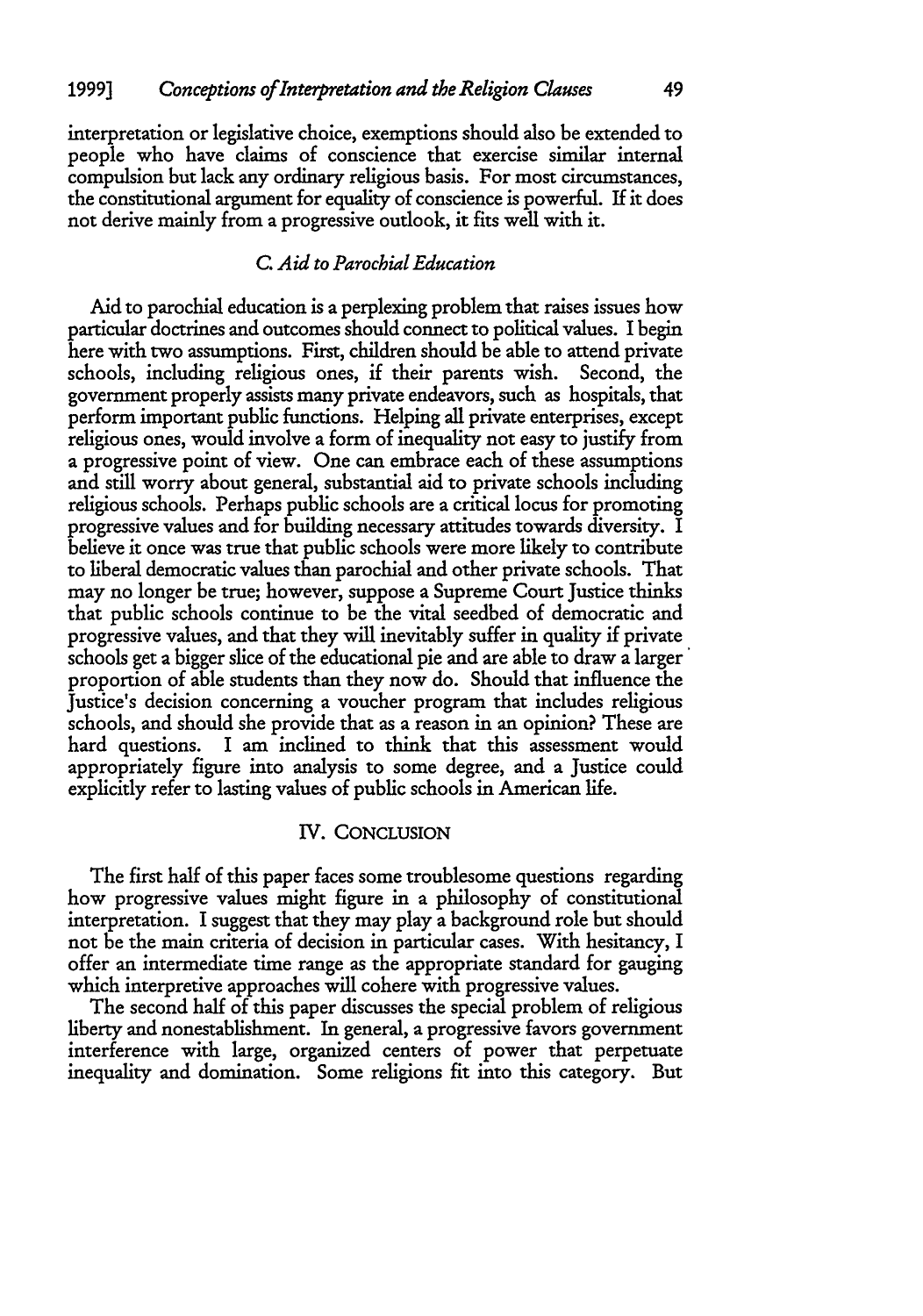interpretation or legislative choice, exemptions should also be extended to people who have claims of conscience that exercise similar internal compulsion but lack any ordinary religious basis. For most circumstances, the constitutional argument for equality of conscience is powerful. If it does not derive mainly from a progressive outlook, it fits well with it.

### *C. Aid to Parochial Education*

Aid to parochial education is a perplexing problem that raises issues how particular doctrines and outcomes should connect to political values. I begin here with two assumptions. First, children should be able to attend private schools, including religious ones, if their parents wish. Second, the government properly assists many private endeavors, such as hospitals, that perform important public functions. Helping all private enterprises, except religious ones, would involve a form of inequality not easy to justify from a progressive point of view. One can embrace each of these assumptions and still worry about general, substantial aid to private schools including religious schools. Perhaps public schools are a critical locus for promoting progressive values and for building necessary attitudes towards diversity. I believe it once was true that public schools were more likely to contribute to liberal democratic values than parochial and other private schools. That may no longer be true; however, suppose a Supreme Court Justice thinks that public schools continue to be the vital seedbed of democratic and progressive values, and that they will inevitably suffer in quality if private schools get a bigger slice of the educational pie and are able to draw a larger proportion of able students than they now do. Should that influence the Justice's decision concerning a voucher program that includes religious schools, and should she provide that as a reason in an opinion? These are hard questions. I am inclined to think that this assessment would appropriately figure into analysis to some degree, and a Justice could explicitly refer to lasting values of public schools in American life.

## IV. CONCLUSION

The first half of this paper faces some troublesome questions regarding how progressive values might figure in a philosophy of constitutional interpretation. I suggest that they may play a background role but should not be the main criteria of decision in particular cases. With hesitancy, I offer an intermediate time range as the appropriate standard for gauging which interpretive approaches will cohere with progressive values.

The second half of this paper discusses the special problem of religious liberty and nonestablishment. In general, a progressive favors government interference with large, organized centers of power that perpetuate inequality and domination. Some religions fit into this category. But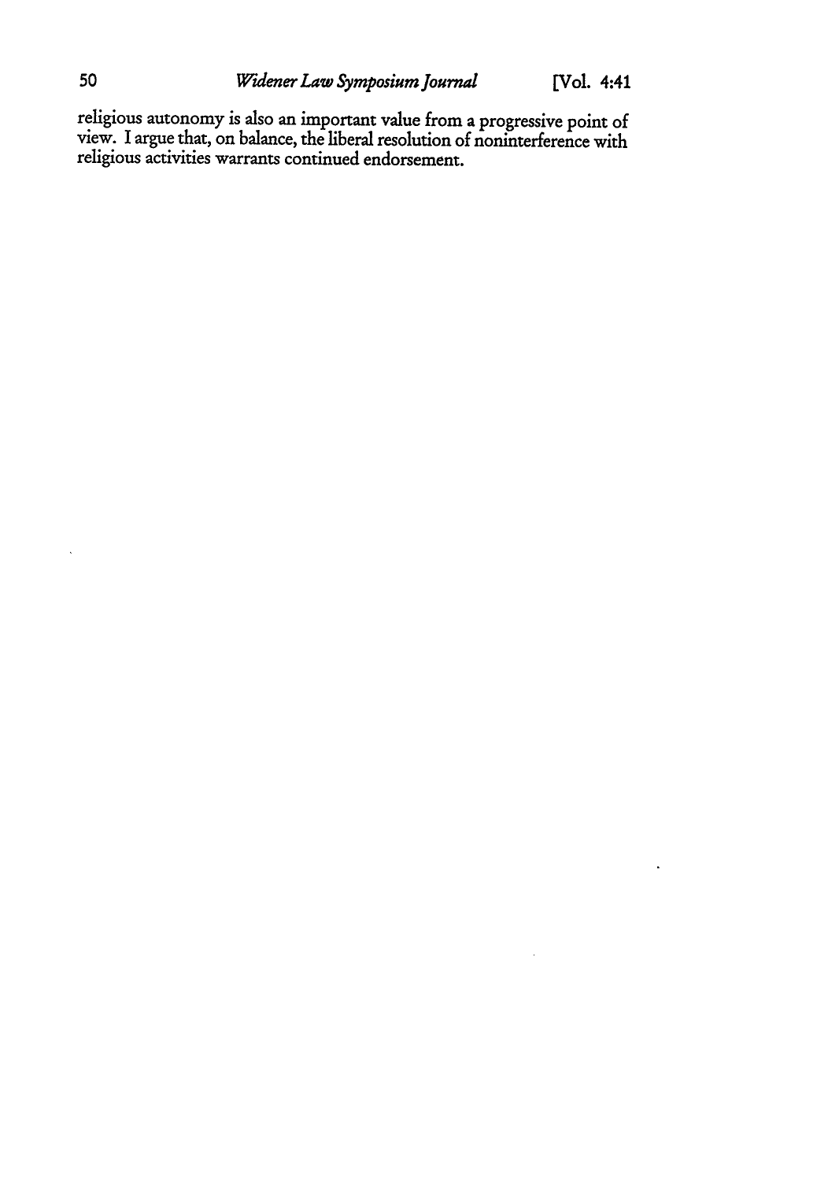religious autonomy is also an important value from a progressive point of view. I argue that, on balance, the liberal resolution of noninterference with religious activities warrants continued endorsement.